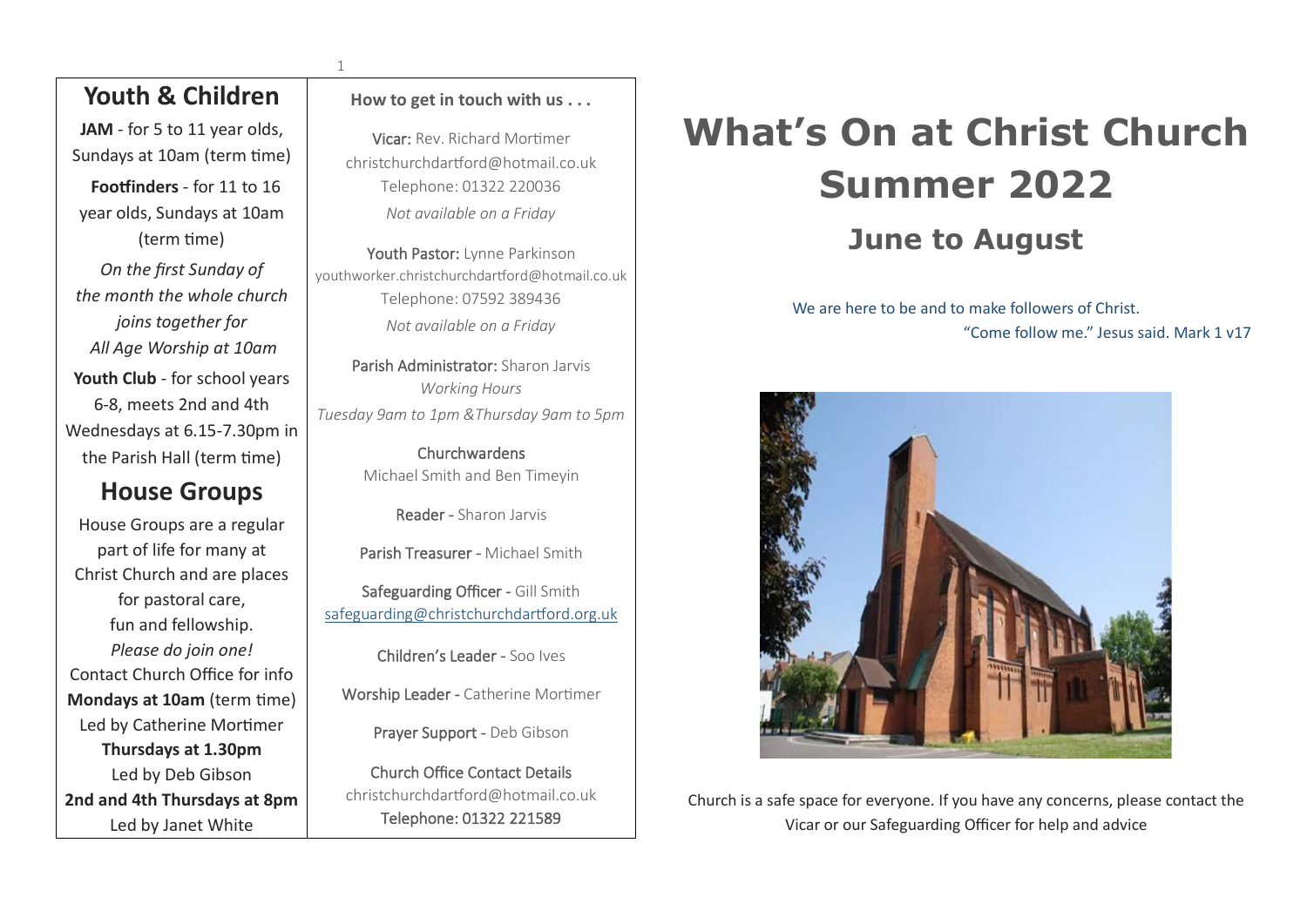## Youth & Children

**JAM** - for 5 to 11 year olds, Sundays at 10am (term time)

**Footfinders** - for 11 to 16 year olds, Sundays at 10am (term time)

*On the first Sunday of the month the whole church joins together for All Age Worship at 10am*

**Youth Club** - for school years 6-8, meets 2nd and 4th Wednesdays at 6.15-7.30pm in the Parish Hall (term time)

## House Groups

House Groups are a regular part of life for many at Christ Church and are places for pastoral care, fun and fellowship.
*Please do join one!*
Contact Church Office for info

**Mondays at 10am** (term time)
Led by Catherine Mortimer

**Thursdays at 1.30pm**
Led by Deb Gibson

**2nd and 4th Thursdays at 8pm**
Led by Janet White

**How to get in touch with us . . .**

Vicar: Rev. Richard Mortimer
christchurchdartford@hotmail.co.uk
Telephone: 01322 220036
*Not available on a Friday*

Youth Pastor: Lynne Parkinson
youthworker.christchurchdartford@hotmail.co.uk
Telephone: 07592 389436
*Not available on a Friday*

Parish Administrator: Sharon Jarvis
*Working Hours*
*Tuesday 9am to 1pm &Thursday 9am to 5pm*

Churchwardens
Michael Smith and Ben Timeyin

Reader - Sharon Jarvis

Parish Treasurer - Michael Smith

Safeguarding Officer - Gill Smith
safeguarding@christchurchdartford.org.uk

Children's Leader - Soo Ives

Worship Leader - Catherine Mortimer

Prayer Support - Deb Gibson

Church Office Contact Details
christchurchdartford@hotmail.co.uk
Telephone: 01322 221589

# What's On at Christ Church Summer 2022

## June to August

We are here to be and to make followers of Christ.
"Come follow me." Jesus said. Mark 1 v17

Church is a safe space for everyone. If you have any concerns, please contact the Vicar or our Safeguarding Officer for help and advice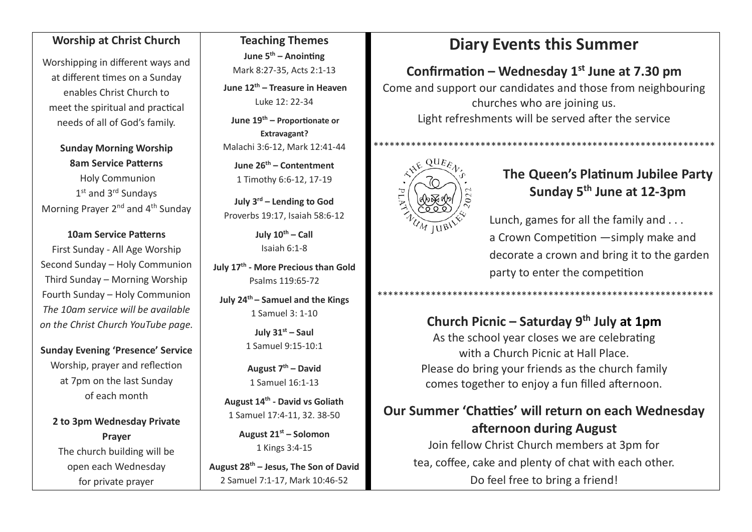## Worship at Christ Church

Worshipping in different ways and at different times on a Sunday enables Christ Church to meet the spiritual and practical needs of all of God's family.

**Sunday Morning Worship**

**8am Service Patterns**

Holy Communion
1st and 3rd Sundays
Morning Prayer 2nd and 4th Sunday

**10am Service Patterns**

First Sunday - All Age Worship
Second Sunday – Holy Communion
Third Sunday – Morning Worship
Fourth Sunday – Holy Communion
*The 10am service will be available on the Christ Church YouTube page.*

**Sunday Evening 'Presence' Service**

Worship, prayer and reflection at 7pm on the last Sunday of each month

**2 to 3pm Wednesday Private Prayer**

The church building will be open each Wednesday for private prayer

## Teaching Themes

**June 5th – Anointing**
Mark 8:27-35, Acts 2:1-13

**June 12th – Treasure in Heaven**
Luke 12: 22-34

**June 19th – Proportionate or Extravagant?**
Malachi 3:6-12, Mark 12:41-44

**June 26th – Contentment**
1 Timothy 6:6-12, 17-19

**July 3rd – Lending to God**
Proverbs 19:17, Isaiah 58:6-12

**July 10th – Call**
Isaiah 6:1-8

**July 17th - More Precious than Gold**
Psalms 119:65-72

**July 24th – Samuel and the Kings**
1 Samuel 3: 1-10

**July 31st – Saul**
1 Samuel 9:15-10:1

**August 7th – David**
1 Samuel 16:1-13

**August 14th - David vs Goliath**
1 Samuel 17:4-11, 32. 38-50

**August 21st – Solomon**
1 Kings 3:4-15

**August 28th – Jesus, The Son of David**
2 Samuel 7:1-17, Mark 10:46-52

# Diary Events this Summer

## Confirmation – Wednesday 1st June at 7.30 pm

Come and support our candidates and those from neighbouring churches who are joining us.
Light refreshments will be served after the service

****************************************************************

## The Queen's Platinum Jubilee Party Sunday 5th June at 12-3pm

Lunch, games for all the family and . . .
a Crown Competition —simply make and decorate a crown and bring it to the garden party to enter the competition

****************************************************************

## Church Picnic – Saturday 9th July at 1pm

As the school year closes we are celebrating with a Church Picnic at Hall Place.
Please do bring your friends as the church family comes together to enjoy a fun filled afternoon.

## Our Summer 'Chatties' will return on each Wednesday afternoon during August

Join fellow Christ Church members at 3pm for tea, coffee, cake and plenty of chat with each other.
Do feel free to bring a friend!